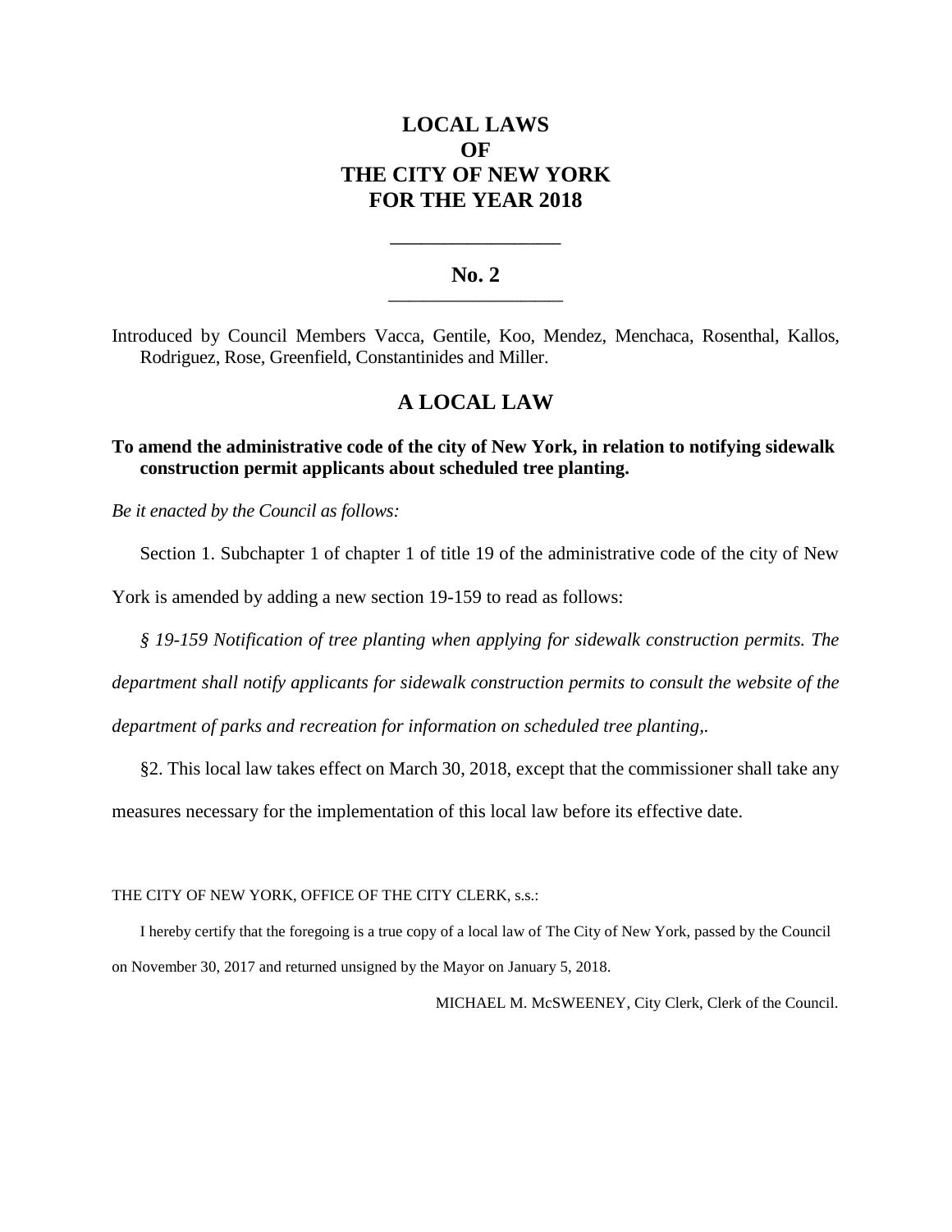# LOCAL LAWS
# OF
# THE CITY OF NEW YORK
# FOR THE YEAR 2018

---

## No. 2

---

Introduced by Council Members Vacca, Gentile, Koo, Mendez, Menchaca, Rosenthal, Kallos, Rodriguez, Rose, Greenfield, Constantinides and Miller.

## A LOCAL LAW

**To amend the administrative code of the city of New York, in relation to notifying sidewalk construction permit applicants about scheduled tree planting.**

*Be it enacted by the Council as follows:*

Section 1. Subchapter 1 of chapter 1 of title 19 of the administrative code of the city of New York is amended by adding a new section 19-159 to read as follows:

*§ 19-159 Notification of tree planting when applying for sidewalk construction permits. The department shall notify applicants for sidewalk construction permits to consult the website of the department of parks and recreation for information on scheduled tree planting,.*

§2. This local law takes effect on March 30, 2018, except that the commissioner shall take any measures necessary for the implementation of this local law before its effective date.

THE CITY OF NEW YORK, OFFICE OF THE CITY CLERK, s.s.:

I hereby certify that the foregoing is a true copy of a local law of The City of New York, passed by the Council on November 30, 2017 and returned unsigned by the Mayor on January 5, 2018.

MICHAEL M. McSWEENEY, City Clerk, Clerk of the Council.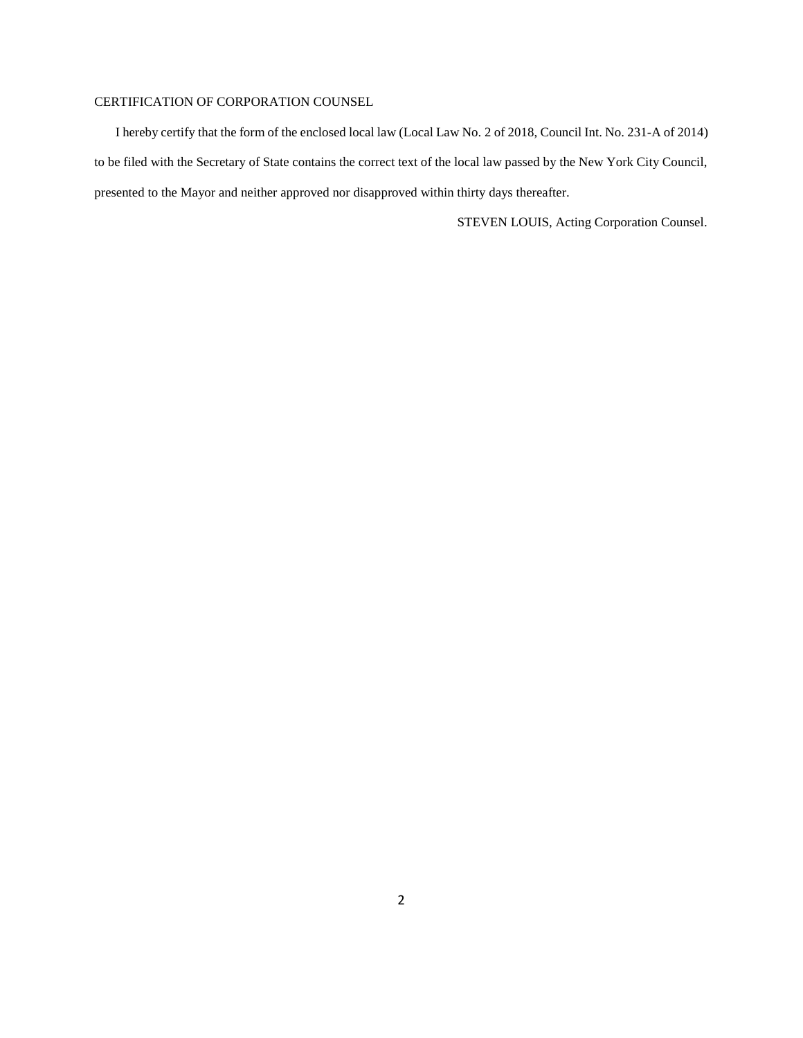CERTIFICATION OF CORPORATION COUNSEL

I hereby certify that the form of the enclosed local law (Local Law No. 2 of 2018, Council Int. No. 231-A of 2014) to be filed with the Secretary of State contains the correct text of the local law passed by the New York City Council, presented to the Mayor and neither approved nor disapproved within thirty days thereafter.

STEVEN LOUIS, Acting Corporation Counsel.